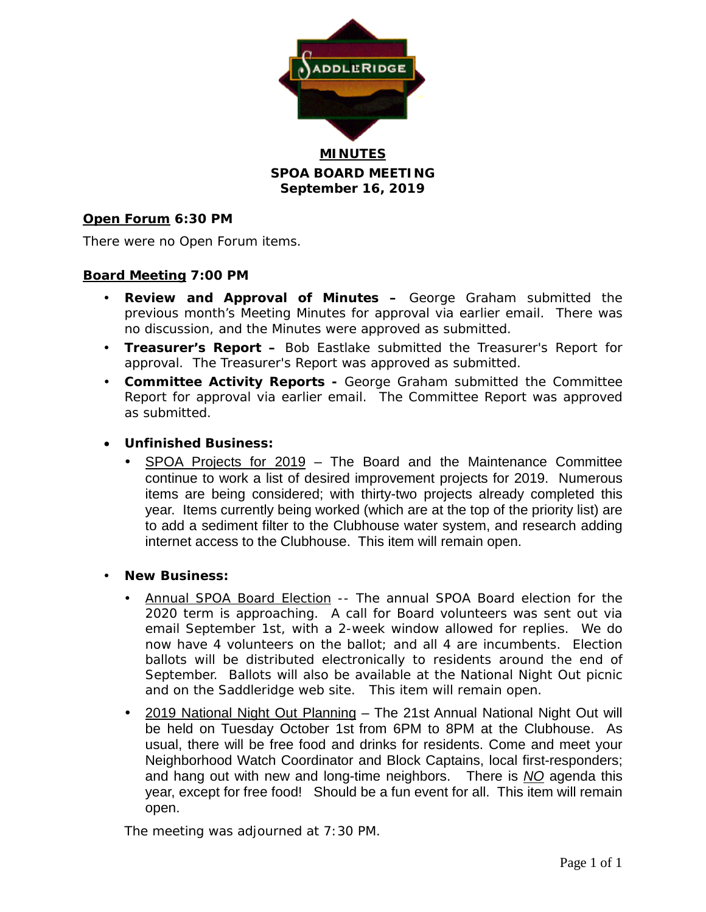# MINUTES

## SPOA BOARD MEETING

## September 16, 2019

**Open Forum 6:30 PM**

There were no Open Forum items.

**Board Meeting 7:00 PM**

- **Review and Approval of Minutes –** George Graham submitted the previous month's Meeting Minutes for approval via earlier email. There was no discussion, and the Minutes were approved as submitted.
- **Treasurer's Report –** Bob Eastlake submitted the Treasurer's Report for approval. The Treasurer's Report was approved as submitted.
- **Committee Activity Reports -** George Graham submitted the Committee Report for approval via earlier email. The Committee Report was approved as submitted.
- **Unfinished Business:**
  - SPOA Projects for 2019 – The Board and the Maintenance Committee continue to work a list of desired improvement projects for 2019. Numerous items are being considered; with thirty-two projects already completed this year. Items currently being worked (which are at the top of the priority list) are to add a sediment filter to the Clubhouse water system, and research adding internet access to the Clubhouse. This item will remain open.
- **New Business:**
  - Annual SPOA Board Election -- The annual SPOA Board election for the 2020 term is approaching. A call for Board volunteers was sent out via email September 1st, with a 2-week window allowed for replies. We do now have 4 volunteers on the ballot; and all 4 are incumbents. Election ballots will be distributed electronically to residents around the end of September. Ballots will also be available at the National Night Out picnic and on the Saddleridge web site. This item will remain open.
  - 2019 National Night Out Planning – The 21st Annual National Night Out will be held on Tuesday October 1st from 6PM to 8PM at the Clubhouse. As usual, there will be free food and drinks for residents. Come and meet your Neighborhood Watch Coordinator and Block Captains, local first-responders; and hang out with new and long-time neighbors. There is *NO* agenda this year, except for free food! Should be a fun event for all. This item will remain open.

The meeting was adjourned at 7:30 PM.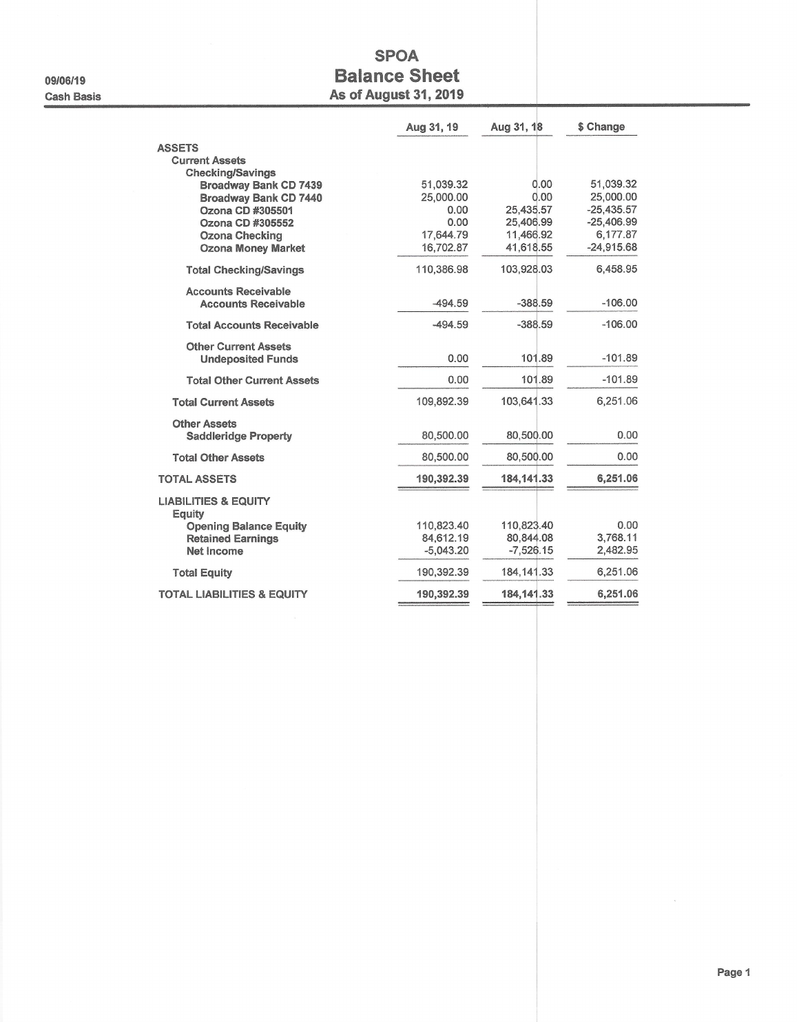# SPOA
## Balance Sheet
### As of August 31, 2019

09/06/19

Cash Basis

| | Aug 31, 19 | Aug 31, 18 | $ Change |
|---|---|---|---|
| **ASSETS** | | | |
| **Current Assets** | | | |
| **Checking/Savings** | | | |
| Broadway Bank CD 7439 | 51,039.32 | 0.00 | 51,039.32 |
| Broadway Bank CD 7440 | 25,000.00 | 0.00 | 25,000.00 |
| Ozona CD #305501 | 0.00 | 25,435.57 | -25,435.57 |
| Ozona CD #305552 | 0.00 | 25,406.99 | -25,406.99 |
| Ozona Checking | 17,644.79 | 11,466.92 | 6,177.87 |
| Ozona Money Market | 16,702.87 | 41,618.55 | -24,915.68 |
| **Total Checking/Savings** | 110,386.98 | 103,928.03 | 6,458.95 |
| **Accounts Receivable** | | | |
| Accounts Receivable | -494.59 | -388.59 | -106.00 |
| **Total Accounts Receivable** | -494.59 | -388.59 | -106.00 |
| **Other Current Assets** | | | |
| Undeposited Funds | 0.00 | 101.89 | -101.89 |
| **Total Other Current Assets** | 0.00 | 101.89 | -101.89 |
| **Total Current Assets** | 109,892.39 | 103,641.33 | 6,251.06 |
| **Other Assets** | | | |
| Saddleridge Property | 80,500.00 | 80,500.00 | 0.00 |
| **Total Other Assets** | 80,500.00 | 80,500.00 | 0.00 |
| **TOTAL ASSETS** | **190,392.39** | **184,141.33** | **6,251.06** |
| **LIABILITIES & EQUITY** | | | |
| **Equity** | | | |
| Opening Balance Equity | 110,823.40 | 110,823.40 | 0.00 |
| Retained Earnings | 84,612.19 | 80,844.08 | 3,768.11 |
| Net Income | -5,043.20 | -7,526.15 | 2,482.95 |
| **Total Equity** | 190,392.39 | 184,141.33 | 6,251.06 |
| **TOTAL LIABILITIES & EQUITY** | **190,392.39** | **184,141.33** | **6,251.06** |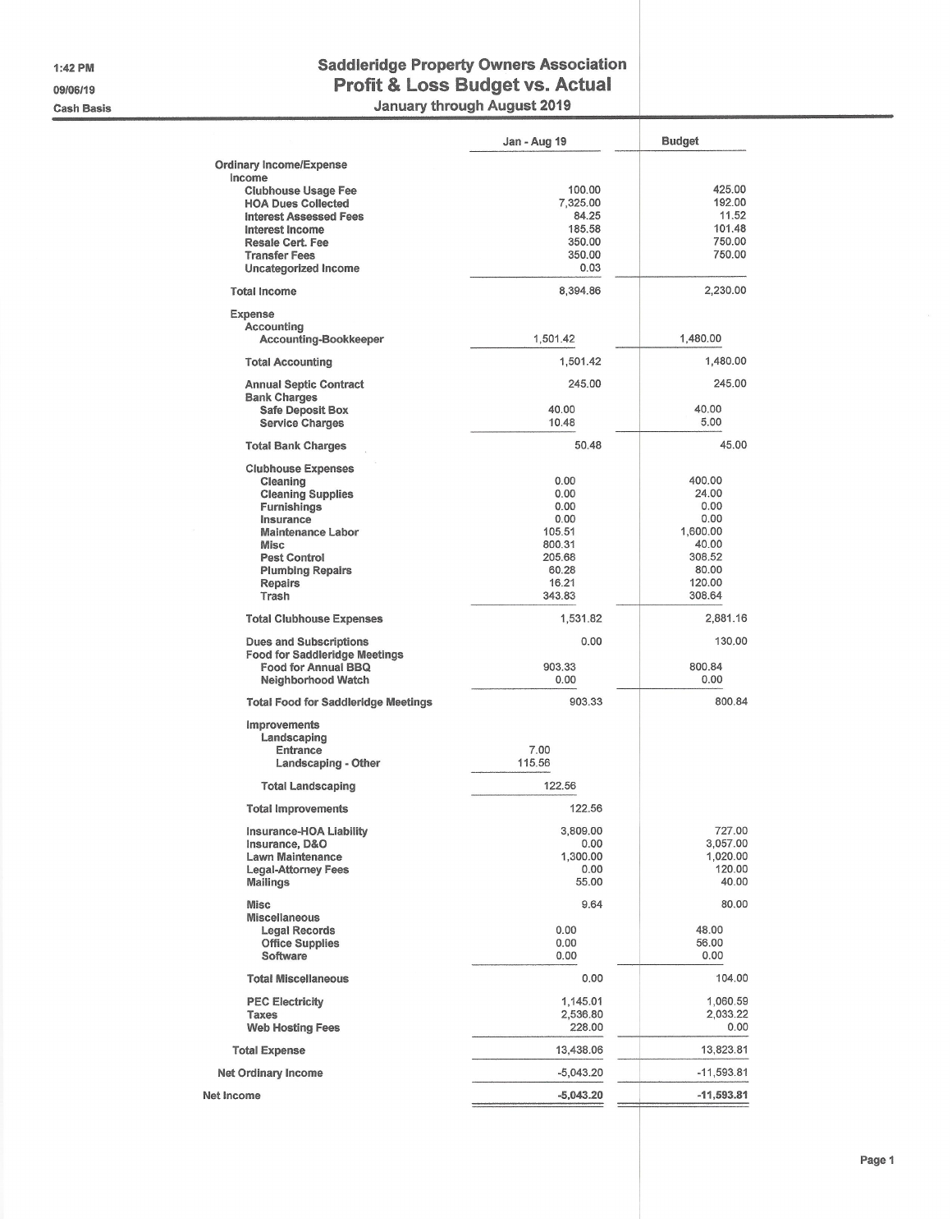1:42 PM
09/06/19
Cash Basis

# Saddleridge Property Owners Association
## Profit & Loss Budget vs. Actual
### January through August 2019

| | Jan - Aug 19 | Budget |
|---|---|---|
| **Ordinary Income/Expense** | | |
| **Income** | | |
| **Clubhouse Usage Fee** | 100.00 | 425.00 |
| **HOA Dues Collected** | 7,325.00 | 192.00 |
| **Interest Assessed Fees** | 84.25 | 11.52 |
| **Interest Income** | 185.58 | 101.48 |
| **Resale Cert. Fee** | 350.00 | 750.00 |
| **Transfer Fees** | 350.00 | 750.00 |
| **Uncategorized Income** | 0.03 | |
| **Total Income** | 8,394.86 | 2,230.00 |
| **Expense** | | |
| **Accounting** | | |
| **Accounting-Bookkeeper** | 1,501.42 | 1,480.00 |
| **Total Accounting** | 1,501.42 | 1,480.00 |
| **Annual Septic Contract** | 245.00 | 245.00 |
| **Bank Charges** | | |
| **Safe Deposit Box** | 40.00 | 40.00 |
| **Service Charges** | 10.48 | 5.00 |
| **Total Bank Charges** | 50.48 | 45.00 |
| **Clubhouse Expenses** | | |
| **Cleaning** | 0.00 | 400.00 |
| **Cleaning Supplies** | 0.00 | 24.00 |
| **Furnishings** | 0.00 | 0.00 |
| **Insurance** | 0.00 | 0.00 |
| **Maintenance Labor** | 105.51 | 1,600.00 |
| **Misc** | 800.31 | 40.00 |
| **Pest Control** | 205.68 | 308.52 |
| **Plumbing Repairs** | 60.28 | 80.00 |
| **Repairs** | 16.21 | 120.00 |
| **Trash** | 343.83 | 308.64 |
| **Total Clubhouse Expenses** | 1,531.82 | 2,881.16 |
| **Dues and Subscriptions** | 0.00 | 130.00 |
| **Food for Saddleridge Meetings** | | |
| **Food for Annual BBQ** | 903.33 | 800.84 |
| **Neighborhood Watch** | 0.00 | 0.00 |
| **Total Food for Saddleridge Meetings** | 903.33 | 800.84 |
| **Improvements** | | |
| **Landscaping** | | |
| **Entrance** | 7.00 | |
| **Landscaping - Other** | 115.56 | |
| **Total Landscaping** | 122.56 | |
| **Total Improvements** | 122.56 | |
| **Insurance-HOA Liability** | 3,809.00 | 727.00 |
| **Insurance, D&O** | 0.00 | 3,057.00 |
| **Lawn Maintenance** | 1,300.00 | 1,020.00 |
| **Legal-Attorney Fees** | 0.00 | 120.00 |
| **Mailings** | 55.00 | 40.00 |
| **Misc** | 9.64 | 80.00 |
| **Miscellaneous** | | |
| **Legal Records** | 0.00 | 48.00 |
| **Office Supplies** | 0.00 | 56.00 |
| **Software** | 0.00 | 0.00 |
| **Total Miscellaneous** | 0.00 | 104.00 |
| **PEC Electricity** | 1,145.01 | 1,060.59 |
| **Taxes** | 2,536.80 | 2,033.22 |
| **Web Hosting Fees** | 228.00 | 0.00 |
| **Total Expense** | 13,438.06 | 13,823.81 |
| **Net Ordinary Income** | -5,043.20 | -11,593.81 |
| **Net Income** | **-5,043.20** | **-11,593.81** |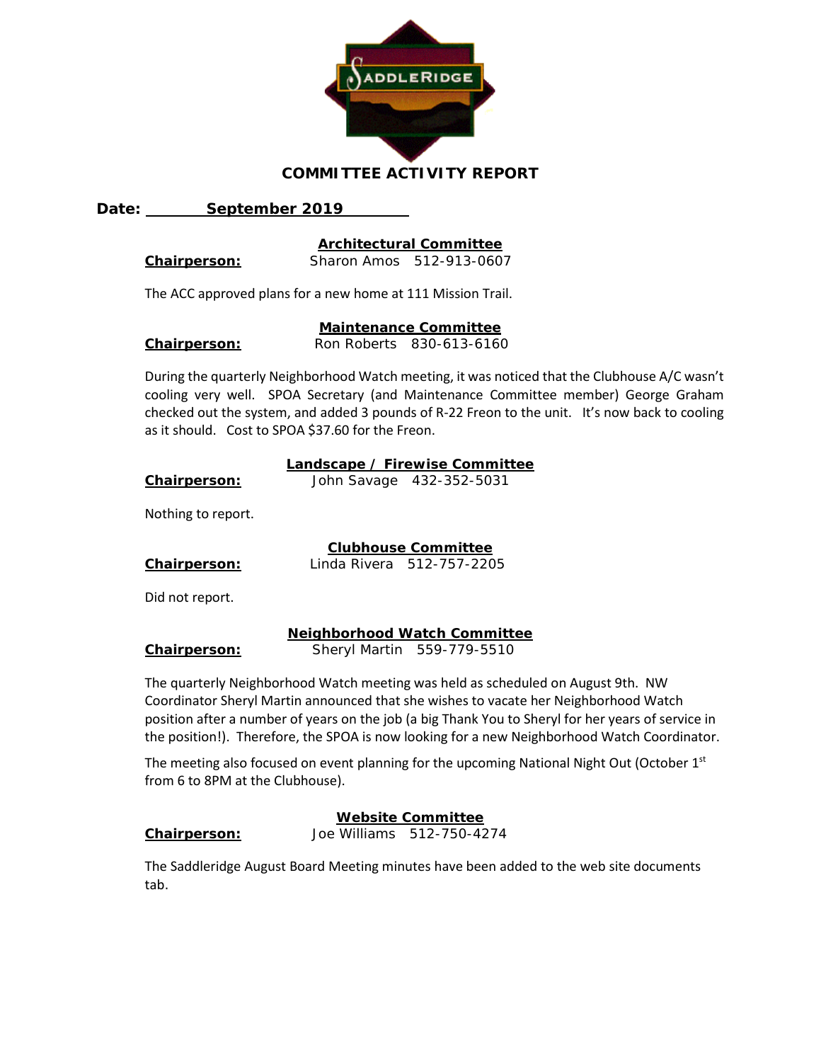# COMMITTEE ACTIVITY REPORT

**Date: September 2019**

## Architectural Committee

**Chairperson:** Sharon Amos 512-913-0607

The ACC approved plans for a new home at 111 Mission Trail.

## Maintenance Committee

**Chairperson:** Ron Roberts 830-613-6160

During the quarterly Neighborhood Watch meeting, it was noticed that the Clubhouse A/C wasn't cooling very well. SPOA Secretary (and Maintenance Committee member) George Graham checked out the system, and added 3 pounds of R-22 Freon to the unit. It's now back to cooling as it should. Cost to SPOA $37.60 for the Freon.

## Landscape / Firewise Committee

**Chairperson:** John Savage 432-352-5031

Nothing to report.

## Clubhouse Committee

**Chairperson:** Linda Rivera 512-757-2205

Did not report.

## Neighborhood Watch Committee

**Chairperson:** Sheryl Martin 559-779-5510

The quarterly Neighborhood Watch meeting was held as scheduled on August 9th. NW Coordinator Sheryl Martin announced that she wishes to vacate her Neighborhood Watch position after a number of years on the job (a big Thank You to Sheryl for her years of service in the position!). Therefore, the SPOA is now looking for a new Neighborhood Watch Coordinator.

The meeting also focused on event planning for the upcoming National Night Out (October 1st from 6 to 8PM at the Clubhouse).

## Website Committee

**Chairperson:** Joe Williams 512-750-4274

The Saddleridge August Board Meeting minutes have been added to the web site documents tab.